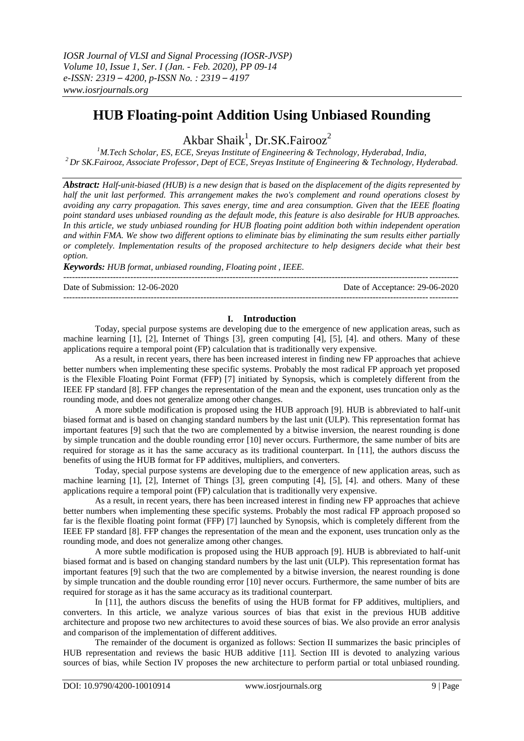# HUB Floating-point Addition Using Unbiased Rounding

Akbar Shaik[1], Dr.SK.Fairooz[2]

[1]M.Tech Scholar, ES, ECE, Sreyas Institute of Engineering & Technology, Hyderabad, India,
[2] Dr SK.Fairooz, Associate Professor, Dept of ECE, Sreyas Institute of Engineering & Technology, Hyderabad.

***Abstract:*** *Half-unit-biased (HUB) is a new design that is based on the displacement of the digits represented by half the unit last performed. This arrangement makes the two's complement and round operations closest by avoiding any carry propagation. This saves energy, time and area consumption. Given that the IEEE floating point standard uses unbiased rounding as the default mode, this feature is also desirable for HUB approaches. In this article, we study unbiased rounding for HUB floating point addition both within independent operation and within FMA. We show two different options to eliminate bias by eliminating the sum results either partially or completely. Implementation results of the proposed architecture to help designers decide what their best option.*

***Keywords:*** *HUB format, unbiased rounding, Floating point , IEEE.*

Date of Submission: 12-06-2020 Date of Acceptance: 29-06-2020

## I. Introduction

Today, special purpose systems are developing due to the emergence of new application areas, such as machine learning [1], [2], Internet of Things [3], green computing [4], [5], [4]. and others. Many of these applications require a temporal point (FP) calculation that is traditionally very expensive.

As a result, in recent years, there has been increased interest in finding new FP approaches that achieve better numbers when implementing these specific systems. Probably the most radical FP approach yet proposed is the Flexible Floating Point Format (FFP) [7] initiated by Synopsis, which is completely different from the IEEE FP standard [8]. FFP changes the representation of the mean and the exponent, uses truncation only as the rounding mode, and does not generalize among other changes.

A more subtle modification is proposed using the HUB approach [9]. HUB is abbreviated to half-unit biased format and is based on changing standard numbers by the last unit (ULP). This representation format has important features [9] such that the two are complemented by a bitwise inversion, the nearest rounding is done by simple truncation and the double rounding error [10] never occurs. Furthermore, the same number of bits are required for storage as it has the same accuracy as its traditional counterpart. In [11], the authors discuss the benefits of using the HUB format for FP additives, multipliers, and converters.

Today, special purpose systems are developing due to the emergence of new application areas, such as machine learning [1], [2], Internet of Things [3], green computing [4], [5], [4]. and others. Many of these applications require a temporal point (FP) calculation that is traditionally very expensive.

As a result, in recent years, there has been increased interest in finding new FP approaches that achieve better numbers when implementing these specific systems. Probably the most radical FP approach proposed so far is the flexible floating point format (FFP) [7] launched by Synopsis, which is completely different from the IEEE FP standard [8]. FFP changes the representation of the mean and the exponent, uses truncation only as the rounding mode, and does not generalize among other changes.

A more subtle modification is proposed using the HUB approach [9]. HUB is abbreviated to half-unit biased format and is based on changing standard numbers by the last unit (ULP). This representation format has important features [9] such that the two are complemented by a bitwise inversion, the nearest rounding is done by simple truncation and the double rounding error [10] never occurs. Furthermore, the same number of bits are required for storage as it has the same accuracy as its traditional counterpart.

In [11], the authors discuss the benefits of using the HUB format for FP additives, multipliers, and converters. In this article, we analyze various sources of bias that exist in the previous HUB additive architecture and propose two new architectures to avoid these sources of bias. We also provide an error analysis and comparison of the implementation of different additives.

The remainder of the document is organized as follows: Section II summarizes the basic principles of HUB representation and reviews the basic HUB additive [11]. Section III is devoted to analyzing various sources of bias, while Section IV proposes the new architecture to perform partial or total unbiased rounding.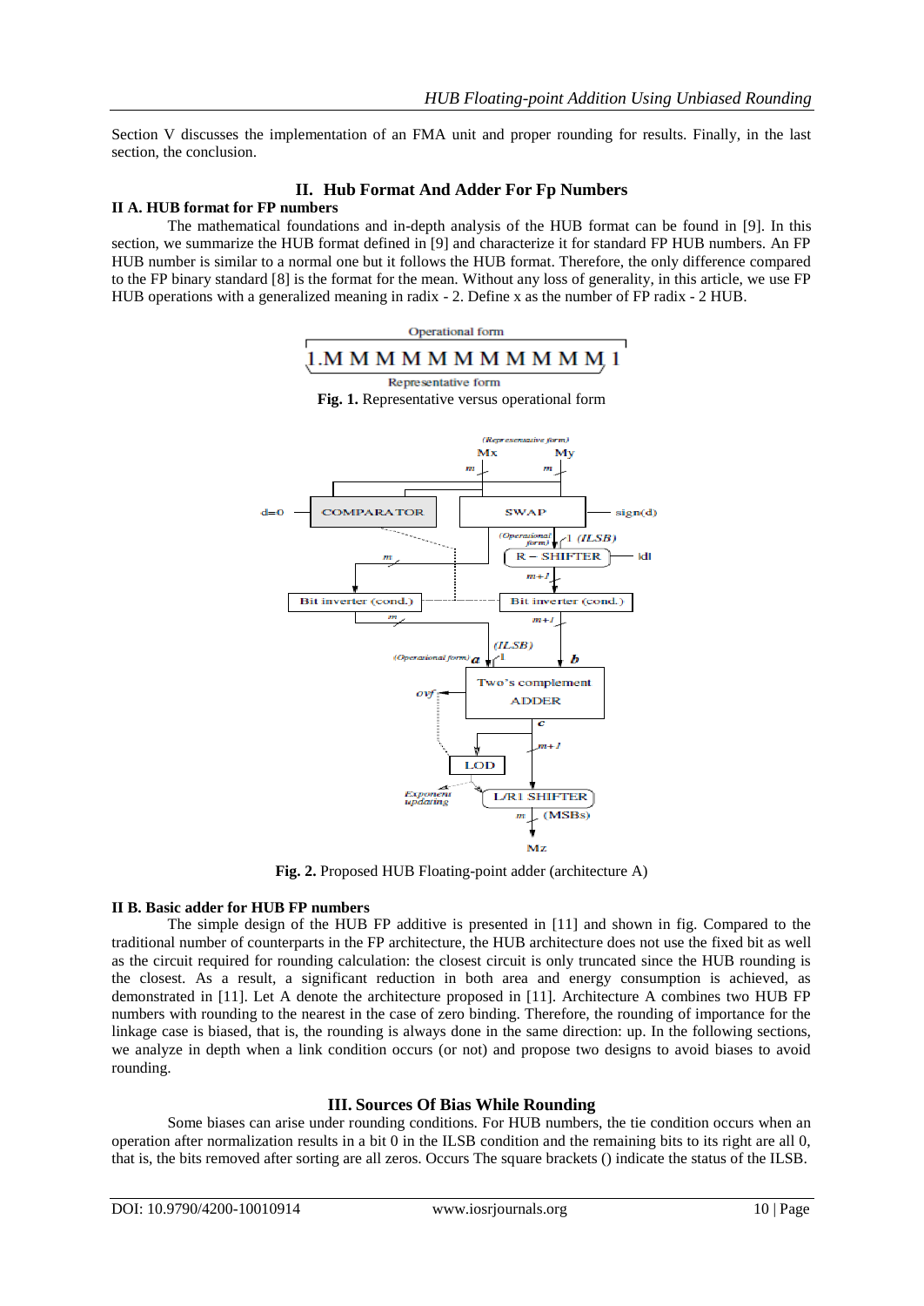Section V discusses the implementation of an FMA unit and proper rounding for results. Finally, in the last section, the conclusion.

## II. Hub Format And Adder For Fp Numbers

### II A. HUB format for FP numbers

The mathematical foundations and in-depth analysis of the HUB format can be found in [9]. In this section, we summarize the HUB format defined in [9] and characterize it for standard FP HUB numbers. An FP HUB number is similar to a normal one but it follows the HUB format. Therefore, the only difference compared to the FP binary standard [8] is the format for the mean. Without any loss of generality, in this article, we use FP HUB operations with a generalized meaning in radix - 2. Define x as the number of FP radix - 2 HUB.

Operational form

1.M M M M M M M M M M M 1

Representative form

**Fig. 1.** Representative versus operational form

(Representative form)
Mx
My
m
m
d=0
COMPARATOR
SWAP
sign(d)
(Operational form)
1 (ILSB)
R – SHIFTER
|d|
m
m+1
Bit inverter (cond.)
Bit inverter (cond.)
m
m+1
(ILSB)
(Operational form) a
1
b
ovf
Two's complement
ADDER
c
m+1
LOD
Exponent updating
L/R1 SHIFTER
m
(MSBs)
Mz

**Fig. 2.** Proposed HUB Floating-point adder (architecture A)

### II B. Basic adder for HUB FP numbers

The simple design of the HUB FP additive is presented in [11] and shown in fig. Compared to the traditional number of counterparts in the FP architecture, the HUB architecture does not use the fixed bit as well as the circuit required for rounding calculation: the closest circuit is only truncated since the HUB rounding is the closest. As a result, a significant reduction in both area and energy consumption is achieved, as demonstrated in [11]. Let A denote the architecture proposed in [11]. Architecture A combines two HUB FP numbers with rounding to the nearest in the case of zero binding. Therefore, the rounding of importance for the linkage case is biased, that is, the rounding is always done in the same direction: up. In the following sections, we analyze in depth when a link condition occurs (or not) and propose two designs to avoid biases to avoid rounding.

## III. Sources Of Bias While Rounding

Some biases can arise under rounding conditions. For HUB numbers, the tie condition occurs when an operation after normalization results in a bit 0 in the ILSB condition and the remaining bits to its right are all 0, that is, the bits removed after sorting are all zeros. Occurs The square brackets () indicate the status of the ILSB.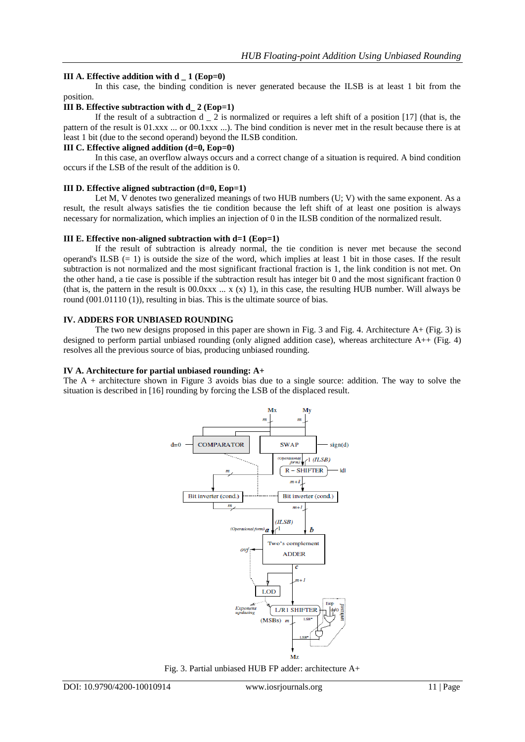**III A. Effective addition with d _ 1 (Eop=0)**

In this case, the binding condition is never generated because the ILSB is at least 1 bit from the position.

**III B. Effective subtraction with d_ 2 (Eop=1)**

If the result of a subtraction d _ 2 is normalized or requires a left shift of a position [17] (that is, the pattern of the result is 01.xxx ... or 00.1xxx ...). The bind condition is never met in the result because there is at least 1 bit (due to the second operand) beyond the ILSB condition.

**III C. Effective aligned addition (d=0, Eop=0)**

In this case, an overflow always occurs and a correct change of a situation is required. A bind condition occurs if the LSB of the result of the addition is 0.

**III D. Effective aligned subtraction (d=0, Eop=1)**

Let M, V denotes two generalized meanings of two HUB numbers (U; V) with the same exponent. As a result, the result always satisfies the tie condition because the left shift of at least one position is always necessary for normalization, which implies an injection of 0 in the ILSB condition of the normalized result.

**III E. Effective non-aligned subtraction with d=1 (Eop=1)**

If the result of subtraction is already normal, the tie condition is never met because the second operand's ILSB (= 1) is outside the size of the word, which implies at least 1 bit in those cases. If the result subtraction is not normalized and the most significant fractional fraction is 1, the link condition is not met. On the other hand, a tie case is possible if the subtraction result has integer bit 0 and the most significant fraction 0 (that is, the pattern in the result is 00.0xxx ... x (x) 1), in this case, the resulting HUB number. Will always be round (001.01110 (1)), resulting in bias. This is the ultimate source of bias.

**IV. ADDERS FOR UNBIASED ROUNDING**

The two new designs proposed in this paper are shown in Fig. 3 and Fig. 4. Architecture A+ (Fig. 3) is designed to perform partial unbiased rounding (only aligned addition case), whereas architecture A++ (Fig. 4) resolves all the previous source of bias, producing unbiased rounding.

**IV A. Architecture for partial unbiased rounding: A+**

The A + architecture shown in Figure 3 avoids bias due to a single source: addition. The way to solve the situation is described in [16] rounding by forcing the LSB of the displaced result.

Mx
My
m
m
d=0
COMPARATOR
SWAP
sign(d)
(Operational form)
1 (ILSB)
R – SHIFTER
|d|
m
m+1
Bit inverter (cond.)
Bit inverter (cond.)
m
m+1
(ILSB)
(Operational form) a
1
b
ovf
Two's complement
ADDER
c
m+1
LOD
Exponent updating
L/R1 SHIFTER
Eop
d=0
unbiased
(MSBs) m
LSB*
LSB*
Mz

Fig. 3. Partial unbiased HUB FP adder: architecture A+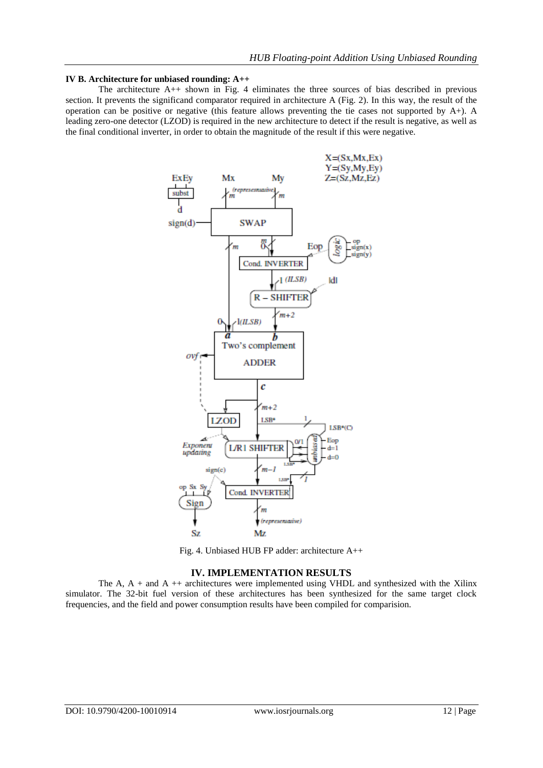### IV B. Architecture for unbiased rounding: A++

The architecture A++ shown in Fig. 4 eliminates the three sources of bias described in previous section. It prevents the significand comparator required in architecture A (Fig. 2). In this way, the result of the operation can be positive or negative (this feature allows preventing the tie cases not supported by A+). A leading zero-one detector (LZOD) is required in the new architecture to detect if the result is negative, as well as the final conditional inverter, in order to obtain the magnitude of the result if this were negative.

X=(Sx,Mx,Ex)
Y=(Sy,My,Ey)
Z=(Sz,Mz,Ez)
ExEy
subst
d
sign(d)
Mx
(representative)
m
My
m
SWAP
m
m
0
Eop
logic
op
sign(x)
sign(y)
Cond. INVERTER
1 (ILSB)
|d|
R – SHIFTER
m+2
0
1(ILSB)
a
b
Two's complement
ADDER
ovf
c
m+2
LZOD
LSB*
1
LSB*(C)
Exponent updating
L/R1 SHIFTER
0/1
unbiased
Eop
d=1
d=0
LSB*
sign(c)
m–1
LSB*
1
op Sx Sy
Sign
Cond. INVERTER
m
(representative)
Sz
Mz

Fig. 4. Unbiased HUB FP adder: architecture A++

## IV. IMPLEMENTATION RESULTS

The A, A + and A ++ architectures were implemented using VHDL and synthesized with the Xilinx simulator. The 32-bit fuel version of these architectures has been synthesized for the same target clock frequencies, and the field and power consumption results have been compiled for comparision.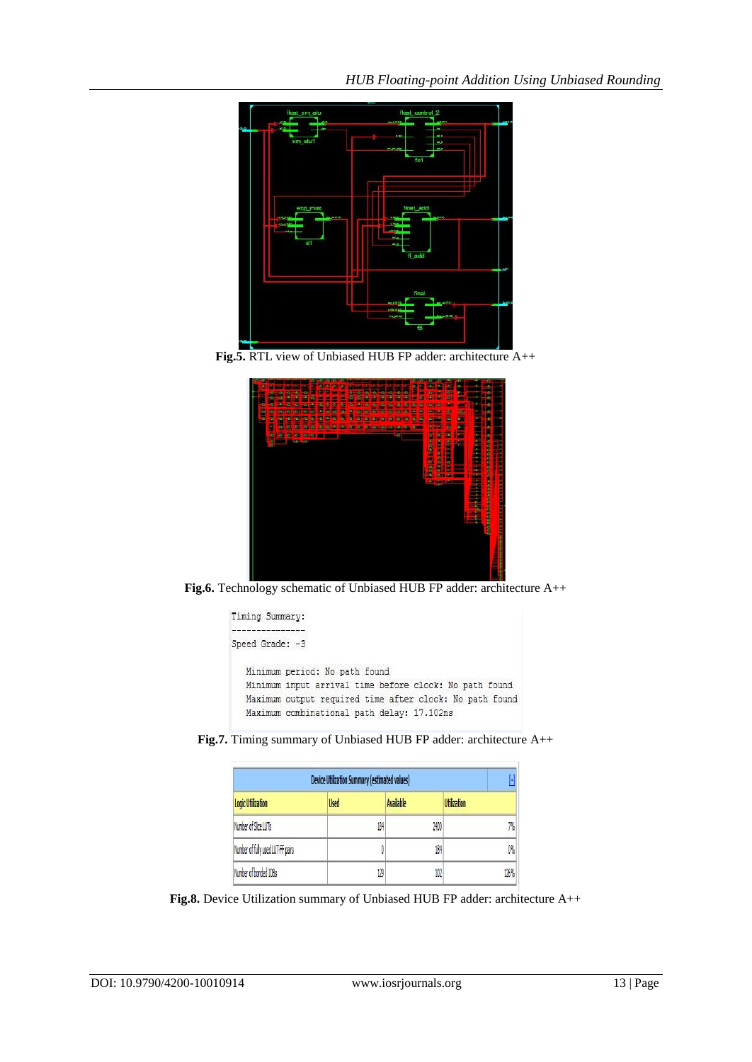**Fig.5.** RTL view of Unbiased HUB FP adder: architecture A++

**Fig.6.** Technology schematic of Unbiased HUB FP adder: architecture A++

```
Timing Summary:
---------------
Speed Grade: -3

   Minimum period: No path found
   Minimum input arrival time before clock: No path found
   Maximum output required time after clock: No path found
   Maximum combinational path delay: 17.102ns
```

**Fig.7.** Timing summary of Unbiased HUB FP adder: architecture A++

| Device Utilization Summary (estimated values) | | | |
|---|---|---|---|
| Logic Utilization | Used | Available | Utilization |
| Number of Slice LUTs | 184 | 2400 | 7% |
| Number of fully used LUT-FF pairs | 0 | 184 | 0% |
| Number of bonded IOBs | 129 | 102 | 126% |

**Fig.8.** Device Utilization summary of Unbiased HUB FP adder: architecture A++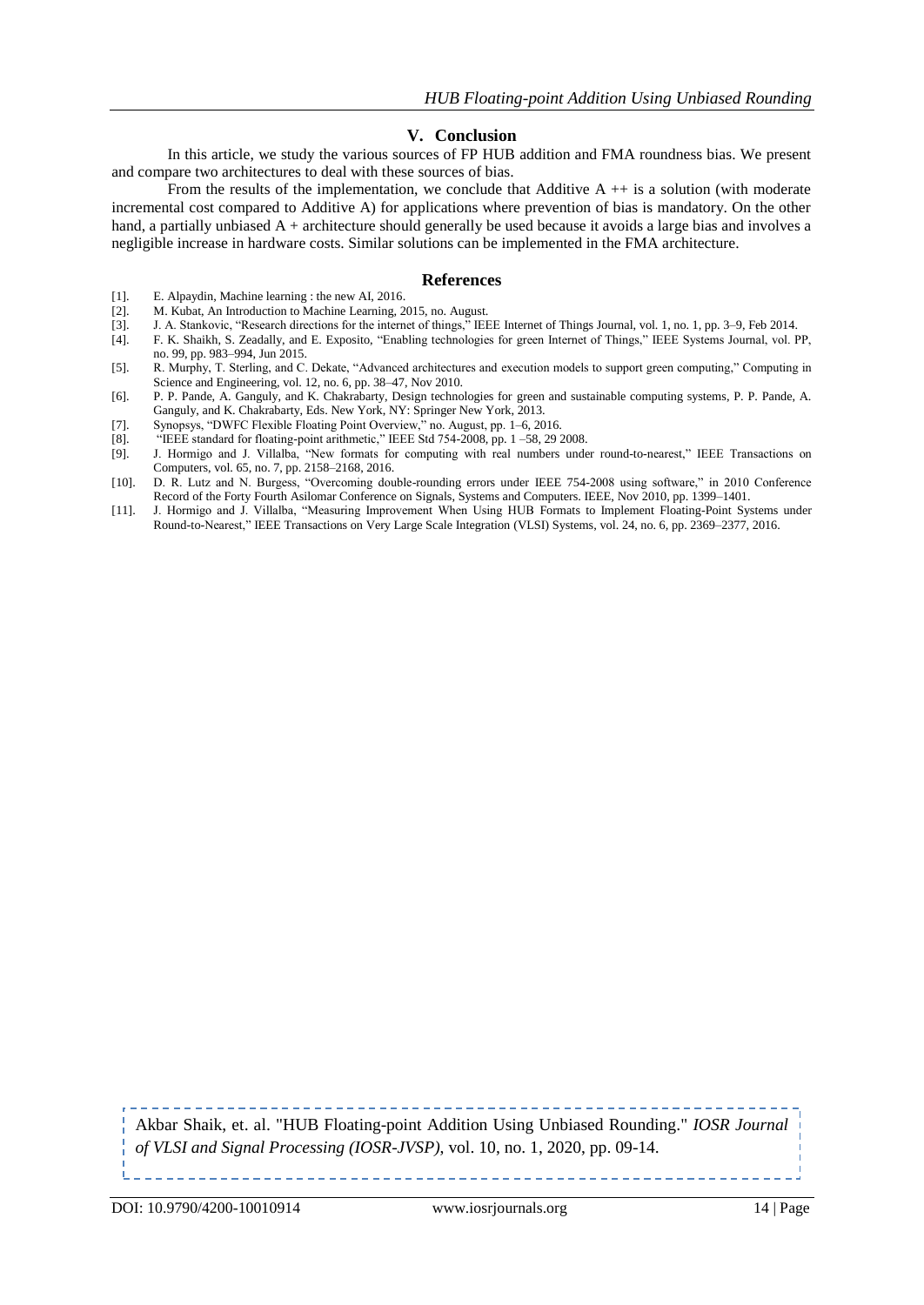## V. Conclusion

In this article, we study the various sources of FP HUB addition and FMA roundness bias. We present and compare two architectures to deal with these sources of bias.

From the results of the implementation, we conclude that Additive A ++ is a solution (with moderate incremental cost compared to Additive A) for applications where prevention of bias is mandatory. On the other hand, a partially unbiased A + architecture should generally be used because it avoids a large bias and involves a negligible increase in hardware costs. Similar solutions can be implemented in the FMA architecture.

## References

[1]. E. Alpaydin, Machine learning : the new AI, 2016.

[2]. M. Kubat, An Introduction to Machine Learning, 2015, no. August.

[3]. J. A. Stankovic, "Research directions for the internet of things," IEEE Internet of Things Journal, vol. 1, no. 1, pp. 3–9, Feb 2014.

[4]. F. K. Shaikh, S. Zeadally, and E. Exposito, "Enabling technologies for green Internet of Things," IEEE Systems Journal, vol. PP, no. 99, pp. 983–994, Jun 2015.

[5]. R. Murphy, T. Sterling, and C. Dekate, "Advanced architectures and execution models to support green computing," Computing in Science and Engineering, vol. 12, no. 6, pp. 38–47, Nov 2010.

[6]. P. P. Pande, A. Ganguly, and K. Chakrabarty, Design technologies for green and sustainable computing systems, P. P. Pande, A. Ganguly, and K. Chakrabarty, Eds. New York, NY: Springer New York, 2013.

[7]. Synopsys, "DWFC Flexible Floating Point Overview," no. August, pp. 1–6, 2016.

[8]. "IEEE standard for floating-point arithmetic," IEEE Std 754-2008, pp. 1 –58, 29 2008.

[9]. J. Hormigo and J. Villalba, "New formats for computing with real numbers under round-to-nearest," IEEE Transactions on Computers, vol. 65, no. 7, pp. 2158–2168, 2016.

[10]. D. R. Lutz and N. Burgess, "Overcoming double-rounding errors under IEEE 754-2008 using software," in 2010 Conference Record of the Forty Fourth Asilomar Conference on Signals, Systems and Computers. IEEE, Nov 2010, pp. 1399–1401.

[11]. J. Hormigo and J. Villalba, "Measuring Improvement When Using HUB Formats to Implement Floating-Point Systems under Round-to-Nearest," IEEE Transactions on Very Large Scale Integration (VLSI) Systems, vol. 24, no. 6, pp. 2369–2377, 2016.

Akbar Shaik, et. al. "HUB Floating-point Addition Using Unbiased Rounding." *IOSR Journal of VLSI and Signal Processing (IOSR-JVSP)*, vol. 10, no. 1, 2020, pp. 09-14.